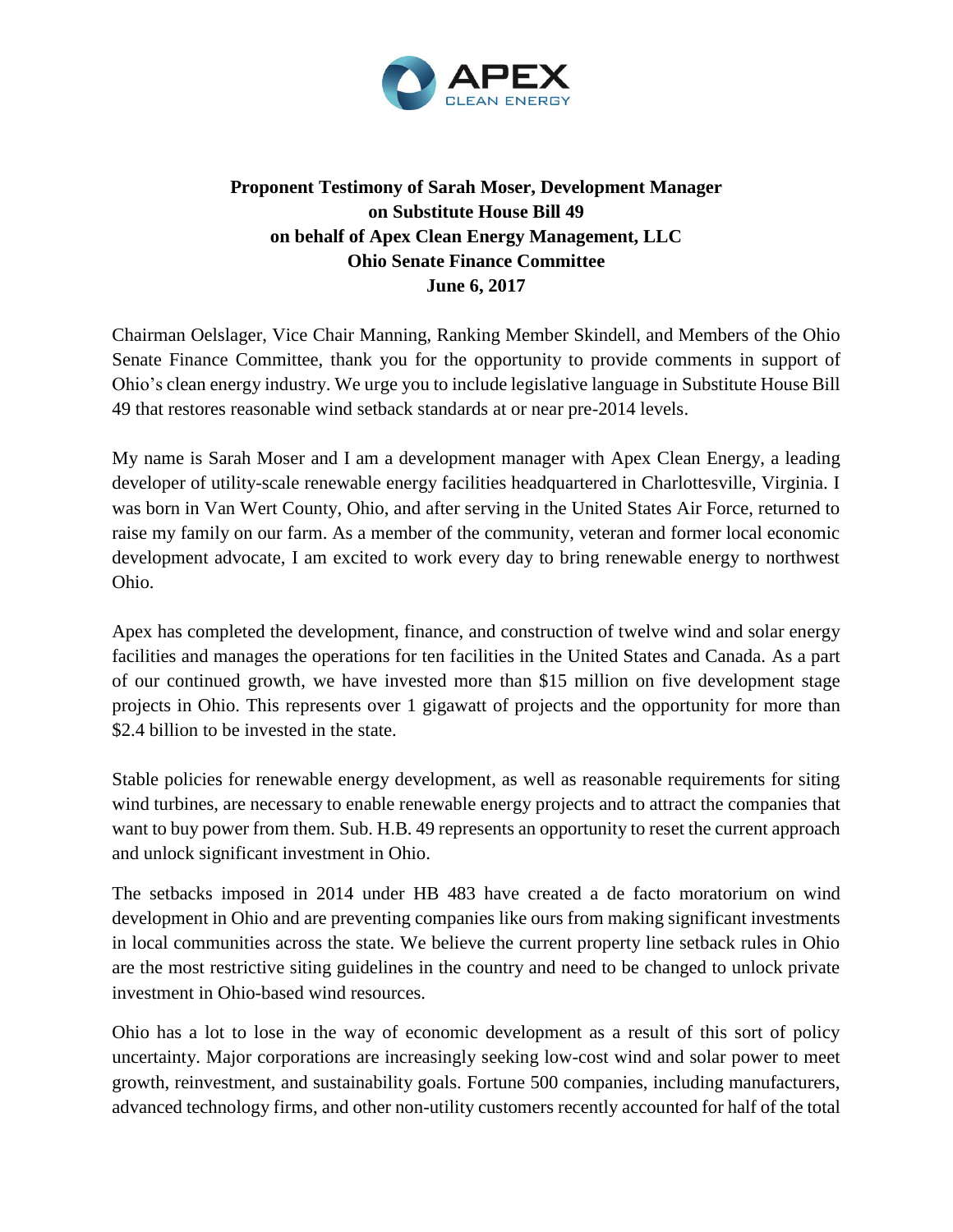**Proponent Testimony of Sarah Moser, Development Manager**
**on Substitute House Bill 49**
**on behalf of Apex Clean Energy Management, LLC**
**Ohio Senate Finance Committee**
**June 6, 2017**

Chairman Oelslager, Vice Chair Manning, Ranking Member Skindell, and Members of the Ohio Senate Finance Committee, thank you for the opportunity to provide comments in support of Ohio's clean energy industry. We urge you to include legislative language in Substitute House Bill 49 that restores reasonable wind setback standards at or near pre-2014 levels.

My name is Sarah Moser and I am a development manager with Apex Clean Energy, a leading developer of utility-scale renewable energy facilities headquartered in Charlottesville, Virginia. I was born in Van Wert County, Ohio, and after serving in the United States Air Force, returned to raise my family on our farm. As a member of the community, veteran and former local economic development advocate, I am excited to work every day to bring renewable energy to northwest Ohio.

Apex has completed the development, finance, and construction of twelve wind and solar energy facilities and manages the operations for ten facilities in the United States and Canada. As a part of our continued growth, we have invested more than $15 million on five development stage projects in Ohio. This represents over 1 gigawatt of projects and the opportunity for more than $2.4 billion to be invested in the state.

Stable policies for renewable energy development, as well as reasonable requirements for siting wind turbines, are necessary to enable renewable energy projects and to attract the companies that want to buy power from them. Sub. H.B. 49 represents an opportunity to reset the current approach and unlock significant investment in Ohio.

The setbacks imposed in 2014 under HB 483 have created a de facto moratorium on wind development in Ohio and are preventing companies like ours from making significant investments in local communities across the state. We believe the current property line setback rules in Ohio are the most restrictive siting guidelines in the country and need to be changed to unlock private investment in Ohio-based wind resources.

Ohio has a lot to lose in the way of economic development as a result of this sort of policy uncertainty. Major corporations are increasingly seeking low-cost wind and solar power to meet growth, reinvestment, and sustainability goals. Fortune 500 companies, including manufacturers, advanced technology firms, and other non-utility customers recently accounted for half of the total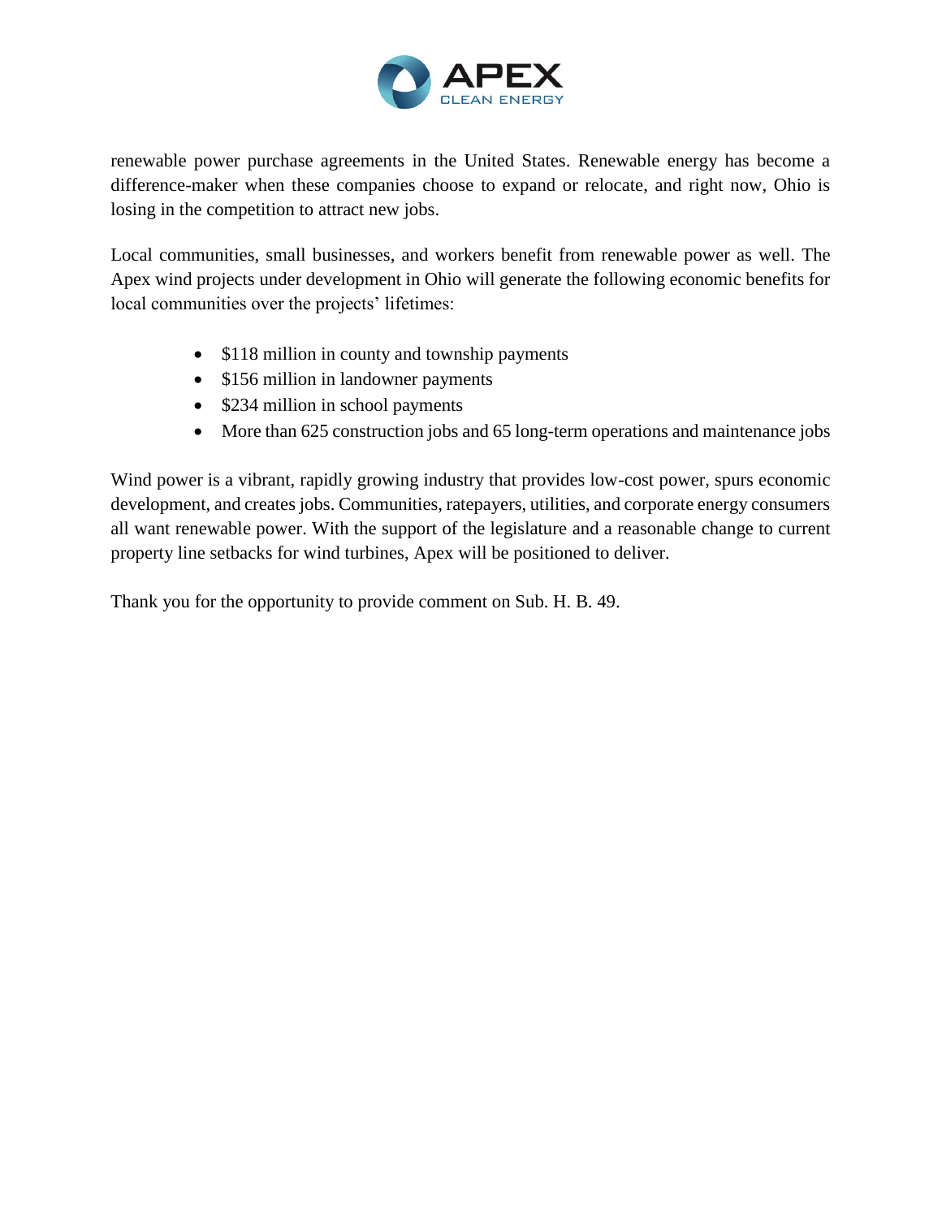renewable power purchase agreements in the United States. Renewable energy has become a difference-maker when these companies choose to expand or relocate, and right now, Ohio is losing in the competition to attract new jobs.

Local communities, small businesses, and workers benefit from renewable power as well. The Apex wind projects under development in Ohio will generate the following economic benefits for local communities over the projects' lifetimes:

- $118 million in county and township payments
- $156 million in landowner payments
- $234 million in school payments
- More than 625 construction jobs and 65 long-term operations and maintenance jobs

Wind power is a vibrant, rapidly growing industry that provides low-cost power, spurs economic development, and creates jobs. Communities, ratepayers, utilities, and corporate energy consumers all want renewable power. With the support of the legislature and a reasonable change to current property line setbacks for wind turbines, Apex will be positioned to deliver.

Thank you for the opportunity to provide comment on Sub. H. B. 49.